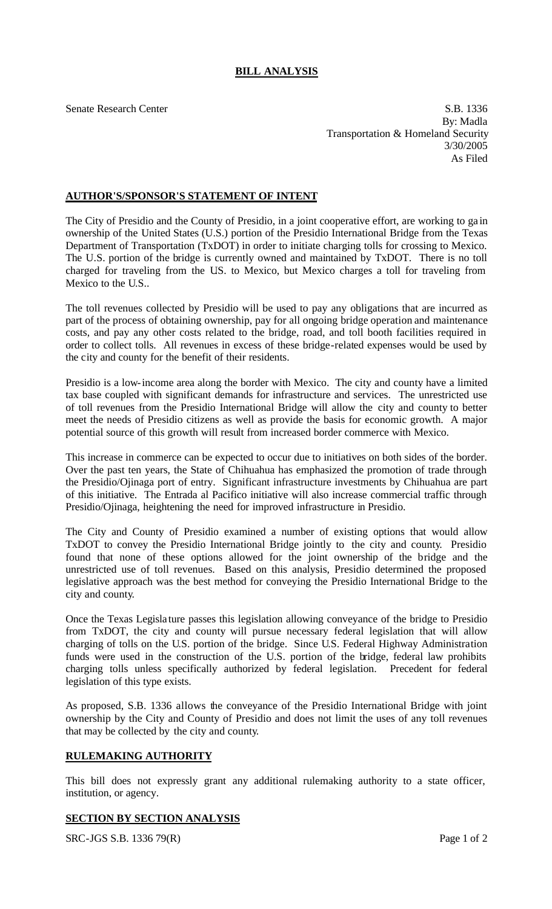**BILL ANALYSIS**

Senate Research Center
S.B. 1336
By: Madla
Transportation & Homeland Security
3/30/2005
As Filed

**AUTHOR'S/SPONSOR'S STATEMENT OF INTENT**

The City of Presidio and the County of Presidio, in a joint cooperative effort, are working to gain ownership of the United States (U.S.) portion of the Presidio International Bridge from the Texas Department of Transportation (TxDOT) in order to initiate charging tolls for crossing to Mexico. The U.S. portion of the bridge is currently owned and maintained by TxDOT. There is no toll charged for traveling from the U.S. to Mexico, but Mexico charges a toll for traveling from Mexico to the U.S..

The toll revenues collected by Presidio will be used to pay any obligations that are incurred as part of the process of obtaining ownership, pay for all ongoing bridge operation and maintenance costs, and pay any other costs related to the bridge, road, and toll booth facilities required in order to collect tolls. All revenues in excess of these bridge-related expenses would be used by the city and county for the benefit of their residents.

Presidio is a low-income area along the border with Mexico. The city and county have a limited tax base coupled with significant demands for infrastructure and services. The unrestricted use of toll revenues from the Presidio International Bridge will allow the city and county to better meet the needs of Presidio citizens as well as provide the basis for economic growth. A major potential source of this growth will result from increased border commerce with Mexico.

This increase in commerce can be expected to occur due to initiatives on both sides of the border. Over the past ten years, the State of Chihuahua has emphasized the promotion of trade through the Presidio/Ojinaga port of entry. Significant infrastructure investments by Chihuahua are part of this initiative. The Entrada al Pacifico initiative will also increase commercial traffic through Presidio/Ojinaga, heightening the need for improved infrastructure in Presidio.

The City and County of Presidio examined a number of existing options that would allow TxDOT to convey the Presidio International Bridge jointly to the city and county. Presidio found that none of these options allowed for the joint ownership of the bridge and the unrestricted use of toll revenues. Based on this analysis, Presidio determined the proposed legislative approach was the best method for conveying the Presidio International Bridge to the city and county.

Once the Texas Legislature passes this legislation allowing conveyance of the bridge to Presidio from TxDOT, the city and county will pursue necessary federal legislation that will allow charging of tolls on the U.S. portion of the bridge. Since U.S. Federal Highway Administration funds were used in the construction of the U.S. portion of the bridge, federal law prohibits charging tolls unless specifically authorized by federal legislation. Precedent for federal legislation of this type exists.

As proposed, S.B. 1336 allows the conveyance of the Presidio International Bridge with joint ownership by the City and County of Presidio and does not limit the uses of any toll revenues that may be collected by the city and county.

**RULEMAKING AUTHORITY**

This bill does not expressly grant any additional rulemaking authority to a state officer, institution, or agency.

**SECTION BY SECTION ANALYSIS**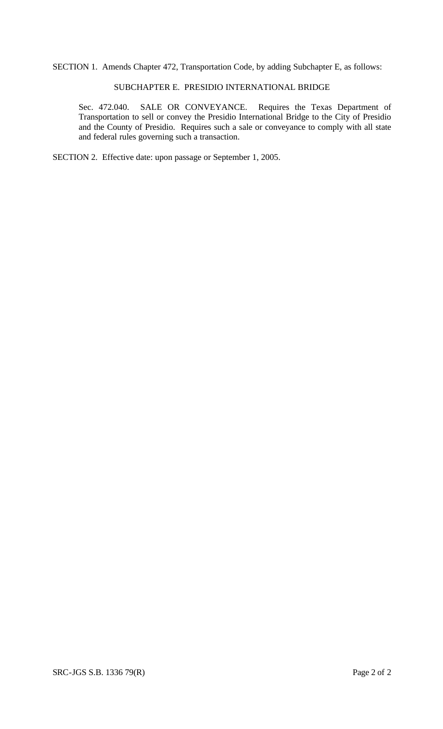SECTION 1. Amends Chapter 472, Transportation Code, by adding Subchapter E, as follows:

SUBCHAPTER E. PRESIDIO INTERNATIONAL BRIDGE

Sec. 472.040. SALE OR CONVEYANCE. Requires the Texas Department of Transportation to sell or convey the Presidio International Bridge to the City of Presidio and the County of Presidio. Requires such a sale or conveyance to comply with all state and federal rules governing such a transaction.

SECTION 2. Effective date: upon passage or September 1, 2005.

SRC-JGS S.B. 1336 79(R)